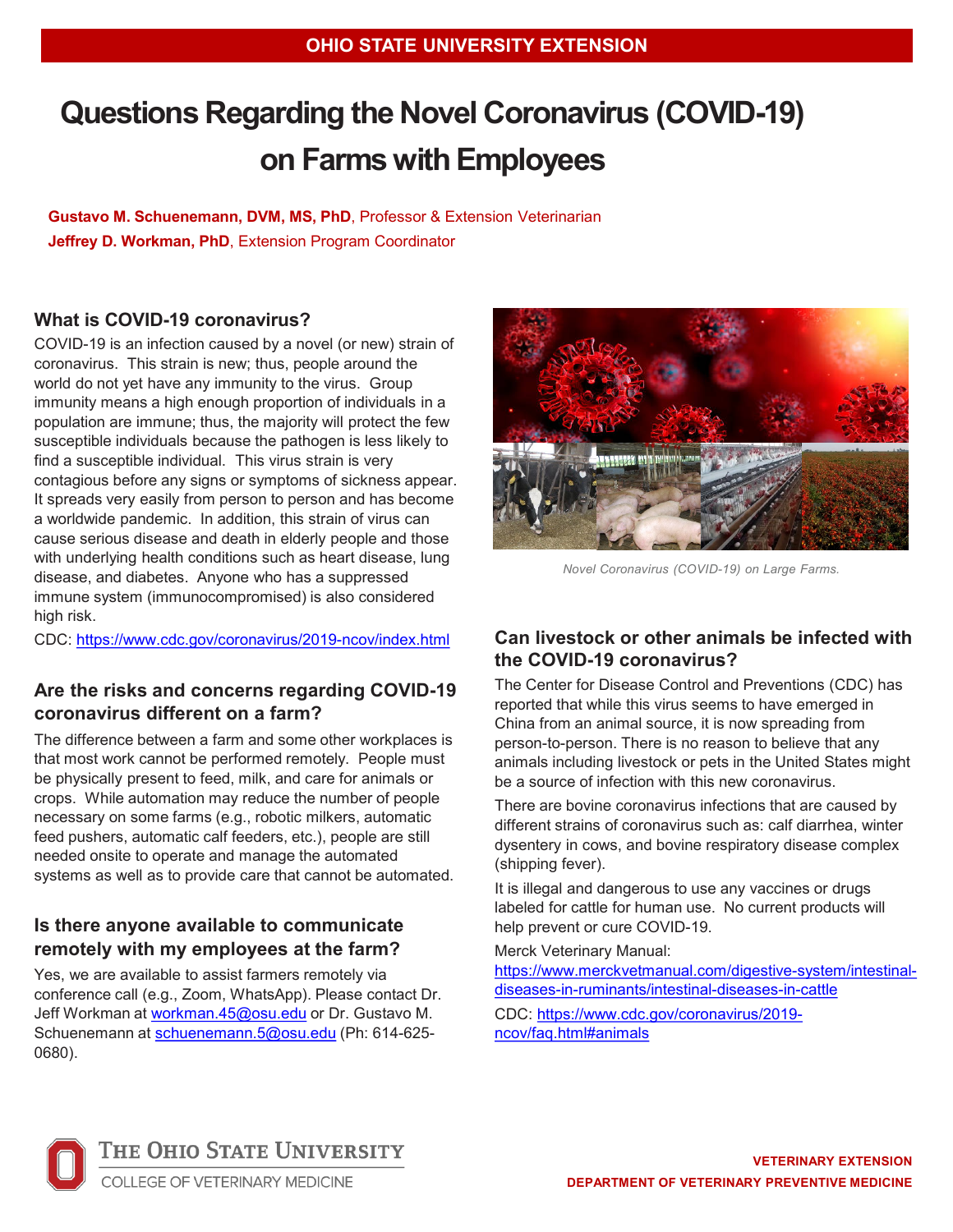OHIO STATE UNIVERSITY EXTENSION

# Questions Regarding the Novel Coronavirus (COVID-19) on Farms with Employees

**Gustavo M. Schuenemann, DVM, MS, PhD**, Professor & Extension Veterinarian
**Jeffrey D. Workman, PhD**, Extension Program Coordinator

## What is COVID-19 coronavirus?

COVID-19 is an infection caused by a novel (or new) strain of coronavirus. This strain is new; thus, people around the world do not yet have any immunity to the virus. Group immunity means a high enough proportion of individuals in a population are immune; thus, the majority will protect the few susceptible individuals because the pathogen is less likely to find a susceptible individual. This virus strain is very contagious before any signs or symptoms of sickness appear. It spreads very easily from person to person and has become a worldwide pandemic. In addition, this strain of virus can cause serious disease and death in elderly people and those with underlying health conditions such as heart disease, lung disease, and diabetes. Anyone who has a suppressed immune system (immunocompromised) is also considered high risk.

CDC: https://www.cdc.gov/coronavirus/2019-ncov/index.html

## Are the risks and concerns regarding COVID-19 coronavirus different on a farm?

The difference between a farm and some other workplaces is that most work cannot be performed remotely. People must be physically present to feed, milk, and care for animals or crops. While automation may reduce the number of people necessary on some farms (e.g., robotic milkers, automatic feed pushers, automatic calf feeders, etc.), people are still needed onsite to operate and manage the automated systems as well as to provide care that cannot be automated.

## Is there anyone available to communicate remotely with my employees at the farm?

Yes, we are available to assist farmers remotely via conference call (e.g., Zoom, WhatsApp). Please contact Dr. Jeff Workman at workman.45@osu.edu or Dr. Gustavo M. Schuenemann at schuenemann.5@osu.edu (Ph: 614-625-0680).

*Novel Coronavirus (COVID-19) on Large Farms.*

## Can livestock or other animals be infected with the COVID-19 coronavirus?

The Center for Disease Control and Preventions (CDC) has reported that while this virus seems to have emerged in China from an animal source, it is now spreading from person-to-person. There is no reason to believe that any animals including livestock or pets in the United States might be a source of infection with this new coronavirus.

There are bovine coronavirus infections that are caused by different strains of coronavirus such as: calf diarrhea, winter dysentery in cows, and bovine respiratory disease complex (shipping fever).

It is illegal and dangerous to use any vaccines or drugs labeled for cattle for human use. No current products will help prevent or cure COVID-19.

Merck Veterinary Manual:
https://www.merckvetmanual.com/digestive-system/intestinal-diseases-in-ruminants/intestinal-diseases-in-cattle

CDC: https://www.cdc.gov/coronavirus/2019-ncov/faq.html#animals

THE OHIO STATE UNIVERSITY
COLLEGE OF VETERINARY MEDICINE

VETERINARY EXTENSION
DEPARTMENT OF VETERINARY PREVENTIVE MEDICINE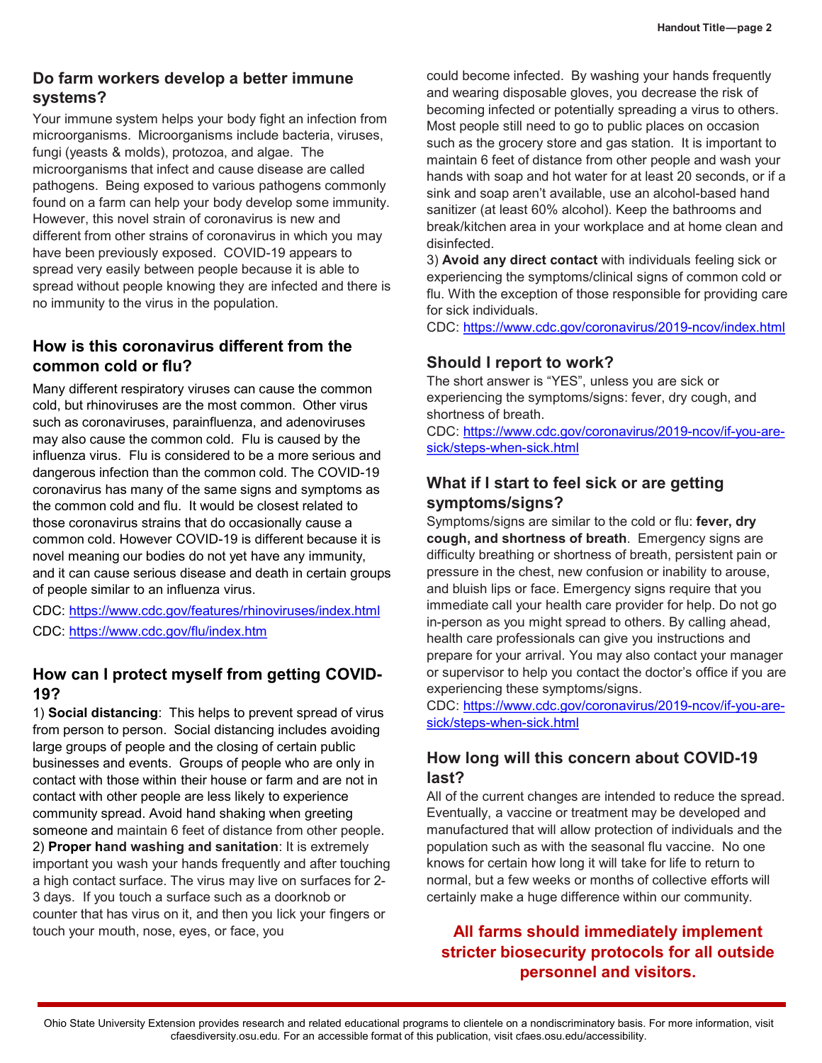## Do farm workers develop a better immune systems?

Your immune system helps your body fight an infection from microorganisms. Microorganisms include bacteria, viruses, fungi (yeasts & molds), protozoa, and algae. The microorganisms that infect and cause disease are called pathogens. Being exposed to various pathogens commonly found on a farm can help your body develop some immunity. However, this novel strain of coronavirus is new and different from other strains of coronavirus in which you may have been previously exposed. COVID-19 appears to spread very easily between people because it is able to spread without people knowing they are infected and there is no immunity to the virus in the population.

## How is this coronavirus different from the common cold or flu?

Many different respiratory viruses can cause the common cold, but rhinoviruses are the most common. Other virus such as coronaviruses, parainfluenza, and adenoviruses may also cause the common cold. Flu is caused by the influenza virus. Flu is considered to be a more serious and dangerous infection than the common cold. The COVID-19 coronavirus has many of the same signs and symptoms as the common cold and flu. It would be closest related to those coronavirus strains that do occasionally cause a common cold. However COVID-19 is different because it is novel meaning our bodies do not yet have any immunity, and it can cause serious disease and death in certain groups of people similar to an influenza virus.

CDC: https://www.cdc.gov/features/rhinoviruses/index.html

CDC: https://www.cdc.gov/flu/index.htm

## How can I protect myself from getting COVID-19?

1) **Social distancing**: This helps to prevent spread of virus from person to person. Social distancing includes avoiding large groups of people and the closing of certain public businesses and events. Groups of people who are only in contact with those within their house or farm and are not in contact with other people are less likely to experience community spread. Avoid hand shaking when greeting someone and maintain 6 feet of distance from other people.

2) **Proper hand washing and sanitation**: It is extremely important you wash your hands frequently and after touching a high contact surface. The virus may live on surfaces for 2-3 days. If you touch a surface such as a doorknob or counter that has virus on it, and then you lick your fingers or touch your mouth, nose, eyes, or face, you could become infected. By washing your hands frequently and wearing disposable gloves, you decrease the risk of becoming infected or potentially spreading a virus to others. Most people still need to go to public places on occasion such as the grocery store and gas station. It is important to maintain 6 feet of distance from other people and wash your hands with soap and hot water for at least 20 seconds, or if a sink and soap aren't available, use an alcohol-based hand sanitizer (at least 60% alcohol). Keep the bathrooms and break/kitchen area in your workplace and at home clean and disinfected.

3) **Avoid any direct contact** with individuals feeling sick or experiencing the symptoms/clinical signs of common cold or flu. With the exception of those responsible for providing care for sick individuals.

CDC: https://www.cdc.gov/coronavirus/2019-ncov/index.html

## Should I report to work?

The short answer is "YES", unless you are sick or experiencing the symptoms/signs: fever, dry cough, and shortness of breath.

CDC: https://www.cdc.gov/coronavirus/2019-ncov/if-you-are-sick/steps-when-sick.html

## What if I start to feel sick or are getting symptoms/signs?

Symptoms/signs are similar to the cold or flu: **fever, dry cough, and shortness of breath**. Emergency signs are difficulty breathing or shortness of breath, persistent pain or pressure in the chest, new confusion or inability to arouse, and bluish lips or face. Emergency signs require that you immediate call your health care provider for help. Do not go in-person as you might spread to others. By calling ahead, health care professionals can give you instructions and prepare for your arrival. You may also contact your manager or supervisor to help you contact the doctor's office if you are experiencing these symptoms/signs.

CDC: https://www.cdc.gov/coronavirus/2019-ncov/if-you-are-sick/steps-when-sick.html

## How long will this concern about COVID-19 last?

All of the current changes are intended to reduce the spread. Eventually, a vaccine or treatment may be developed and manufactured that will allow protection of individuals and the population such as with the seasonal flu vaccine. No one knows for certain how long it will take for life to return to normal, but a few weeks or months of collective efforts will certainly make a huge difference within our community.

**All farms should immediately implement stricter biosecurity protocols for all outside personnel and visitors.**

Ohio State University Extension provides research and related educational programs to clientele on a nondiscriminatory basis. For more information, visit cfaesdiversity.osu.edu. For an accessible format of this publication, visit cfaes.osu.edu/accessibility.